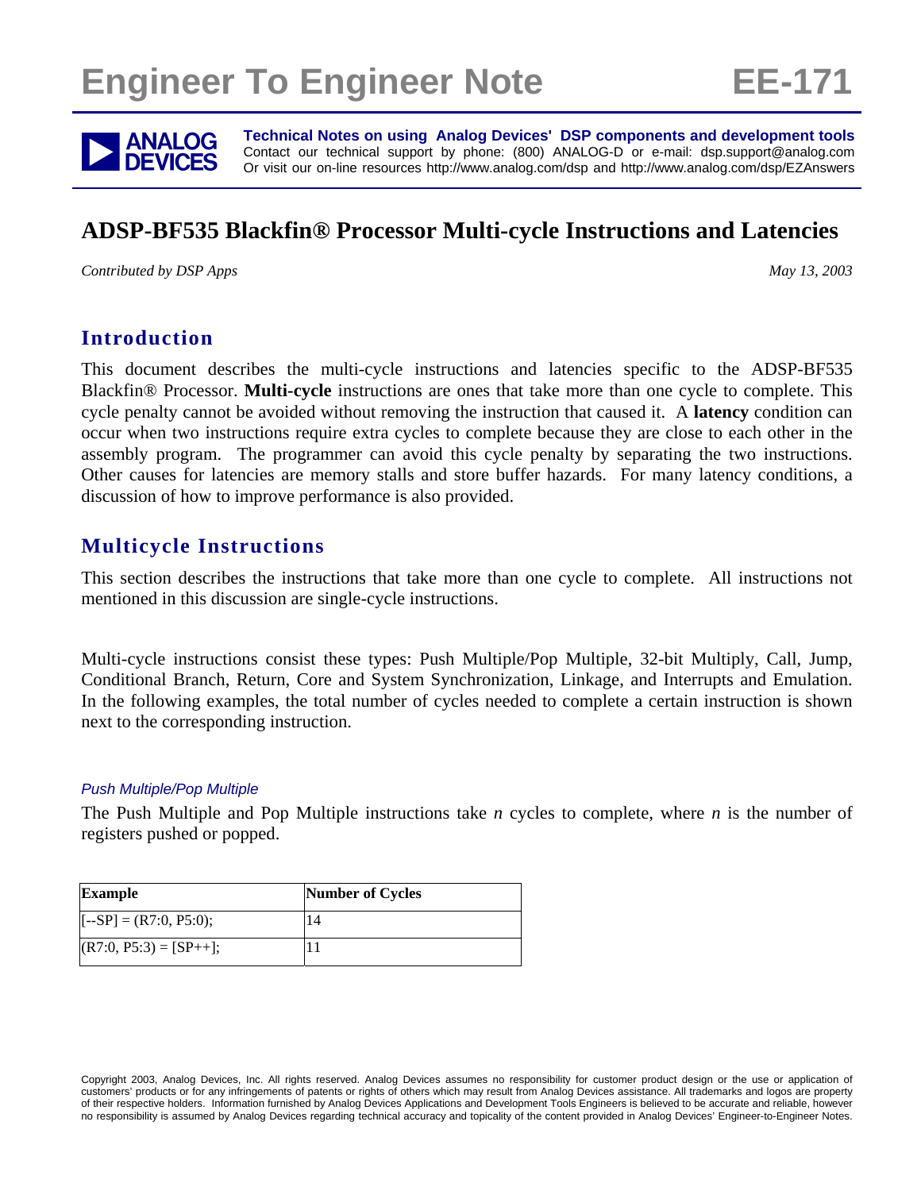# Engineer To Engineer Note EE-171

**Technical Notes on using Analog Devices' DSP components and development tools**
Contact our technical support by phone: (800) ANALOG-D or e-mail: dsp.support@analog.com
Or visit our on-line resources http://www.analog.com/dsp and http://www.analog.com/dsp/EZAnswers

## ADSP-BF535 Blackfin® Processor Multi-cycle Instructions and Latencies

*Contributed by DSP Apps*

*May 13, 2003*

## Introduction

This document describes the multi-cycle instructions and latencies specific to the ADSP-BF535 Blackfin® Processor. **Multi-cycle** instructions are ones that take more than one cycle to complete. This cycle penalty cannot be avoided without removing the instruction that caused it. A **latency** condition can occur when two instructions require extra cycles to complete because they are close to each other in the assembly program. The programmer can avoid this cycle penalty by separating the two instructions. Other causes for latencies are memory stalls and store buffer hazards. For many latency conditions, a discussion of how to improve performance is also provided.

## Multicycle Instructions

This section describes the instructions that take more than one cycle to complete. All instructions not mentioned in this discussion are single-cycle instructions.

Multi-cycle instructions consist these types: Push Multiple/Pop Multiple, 32-bit Multiply, Call, Jump, Conditional Branch, Return, Core and System Synchronization, Linkage, and Interrupts and Emulation. In the following examples, the total number of cycles needed to complete a certain instruction is shown next to the corresponding instruction.

### *Push Multiple/Pop Multiple*

The Push Multiple and Pop Multiple instructions take *n* cycles to complete, where *n* is the number of registers pushed or popped.

| Example | Number of Cycles |
|---|---|
| [--SP] = (R7:0, P5:0); | 14 |
| (R7:0, P5:3) = [SP++]; | 11 |

Copyright 2003, Analog Devices, Inc. All rights reserved. Analog Devices assumes no responsibility for customer product design or the use or application of customers' products or for any infringements of patents or rights of others which may result from Analog Devices assistance. All trademarks and logos are property of their respective holders. Information furnished by Analog Devices Applications and Development Tools Engineers is believed to be accurate and reliable, however no responsibility is assumed by Analog Devices regarding technical accuracy and topicality of the content provided in Analog Devices' Engineer-to-Engineer Notes.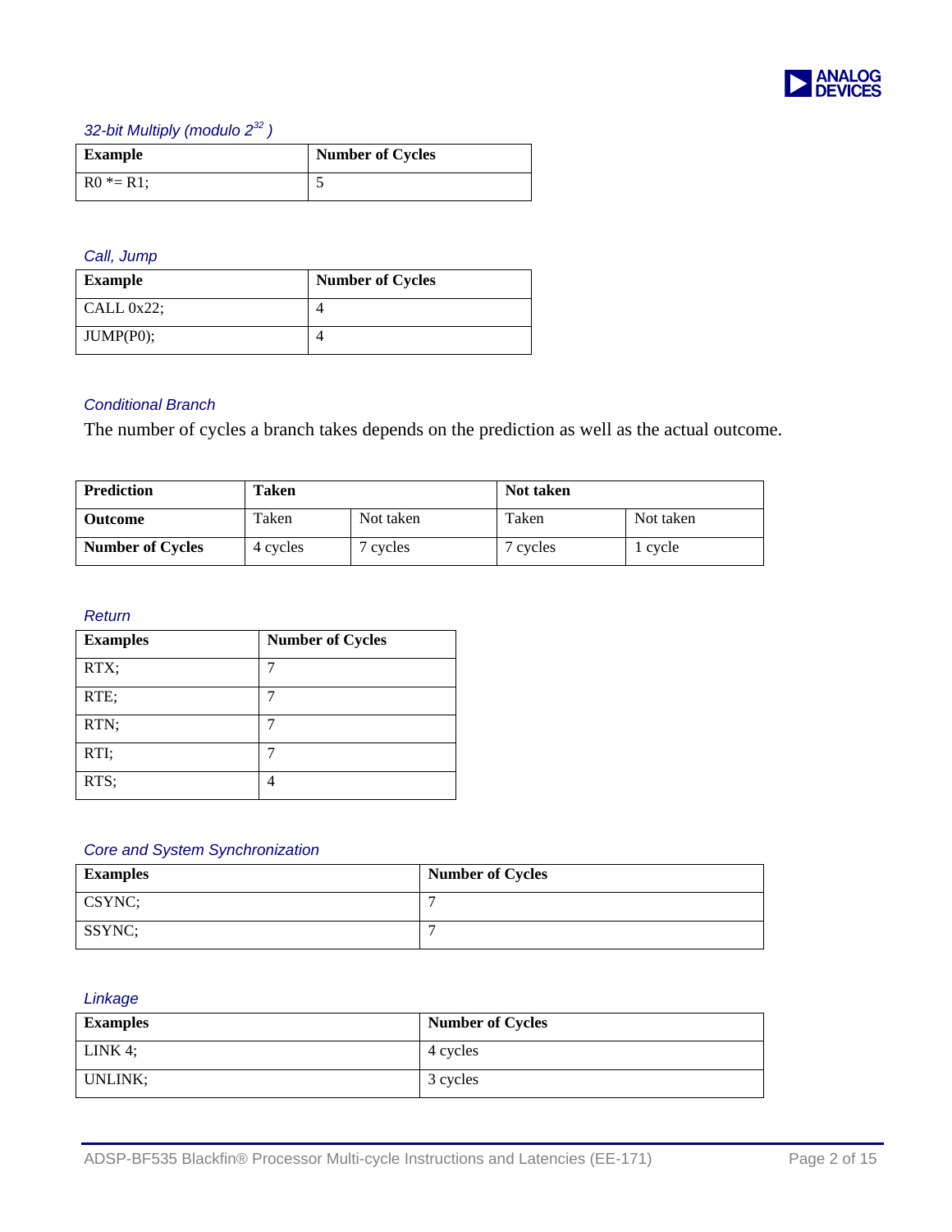### 32-bit Multiply (modulo $2^{32}$ )

| Example | Number of Cycles |
|---|---|
| R0 *= R1; | 5 |

### Call, Jump

| Example | Number of Cycles |
|---|---|
| CALL 0x22; | 4 |
| JUMP(P0); | 4 |

### Conditional Branch

The number of cycles a branch takes depends on the prediction as well as the actual outcome.

| **Prediction** | **Taken** | | **Not taken** | |
|---|---|---|---|---|
| **Outcome** | Taken | Not taken | Taken | Not taken |
| **Number of Cycles** | 4 cycles | 7 cycles | 7 cycles | 1 cycle |

### Return

| Examples | Number of Cycles |
|---|---|
| RTX; | 7 |
| RTE; | 7 |
| RTN; | 7 |
| RTI; | 7 |
| RTS; | 4 |

### Core and System Synchronization

| Examples | Number of Cycles |
|---|---|
| CSYNC; | 7 |
| SSYNC; | 7 |

### Linkage

| Examples | Number of Cycles |
|---|---|
| LINK 4; | 4 cycles |
| UNLINK; | 3 cycles |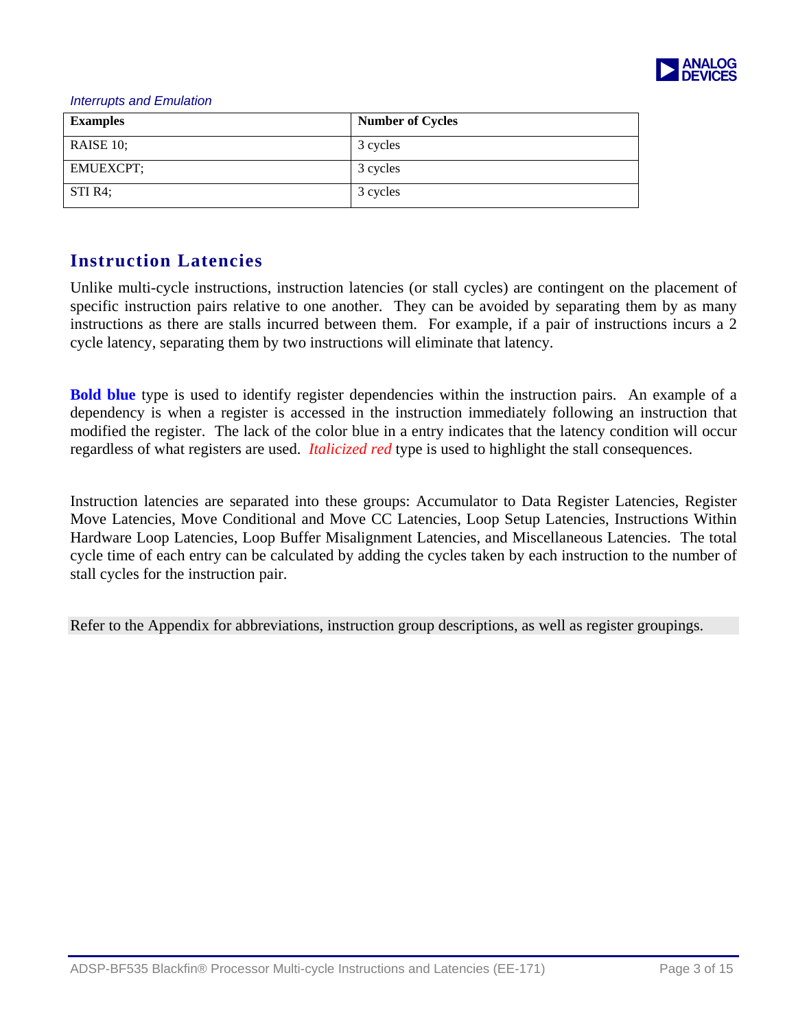*Interrupts and Emulation*

| Examples | Number of Cycles |
|---|---|
| RAISE 10; | 3 cycles |
| EMUEXCPT; | 3 cycles |
| STI R4; | 3 cycles |

## Instruction Latencies

Unlike multi-cycle instructions, instruction latencies (or stall cycles) are contingent on the placement of specific instruction pairs relative to one another. They can be avoided by separating them by as many instructions as there are stalls incurred between them. For example, if a pair of instructions incurs a 2 cycle latency, separating them by two instructions will eliminate that latency.

**Bold blue** type is used to identify register dependencies within the instruction pairs. An example of a dependency is when a register is accessed in the instruction immediately following an instruction that modified the register. The lack of the color blue in a entry indicates that the latency condition will occur regardless of what registers are used. *Italicized red* type is used to highlight the stall consequences.

Instruction latencies are separated into these groups: Accumulator to Data Register Latencies, Register Move Latencies, Move Conditional and Move CC Latencies, Loop Setup Latencies, Instructions Within Hardware Loop Latencies, Loop Buffer Misalignment Latencies, and Miscellaneous Latencies. The total cycle time of each entry can be calculated by adding the cycles taken by each instruction to the number of stall cycles for the instruction pair.

Refer to the Appendix for abbreviations, instruction group descriptions, as well as register groupings.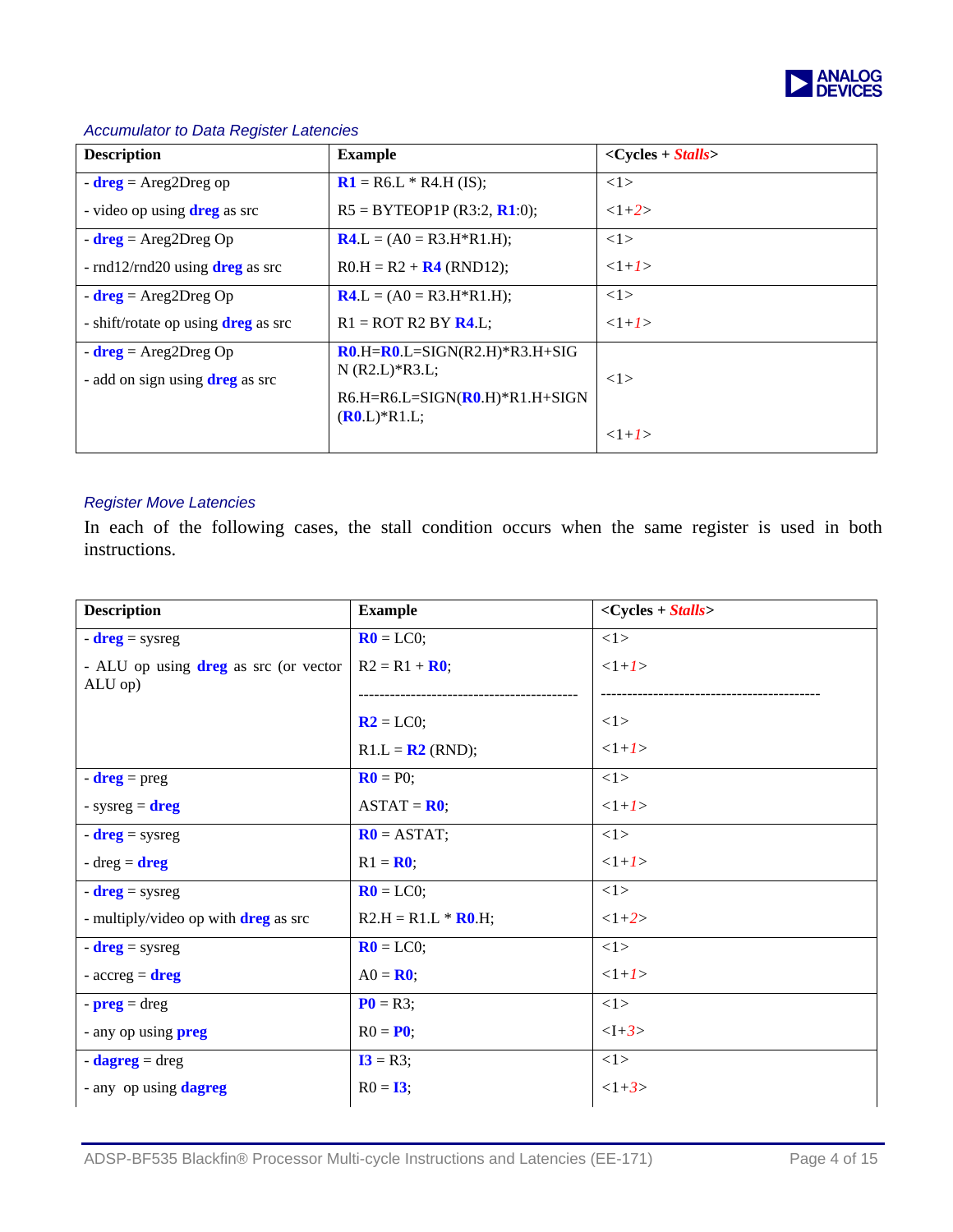### *Accumulator to Data Register Latencies*

| Description | Example | <Cycles + *Stalls*> |
|---|---|---|
| - **dreg** = Areg2Dreg op<br>- video op using **dreg** as src | **R1** = R6.L * R4.H (IS);<br>R5 = BYTEOP1P (R3:2, **R1**:0); | <1><br><1+*2*> |
| - **dreg** = Areg2Dreg Op<br>- rnd12/rnd20 using **dreg** as src | **R4**.L = (A0 = R3.H*R1.H);<br>R0.H = R2 + **R4** (RND12); | <1><br><1+*1*> |
| - **dreg** = Areg2Dreg Op<br>- shift/rotate op using **dreg** as src | **R4**.L = (A0 = R3.H*R1.H);<br>R1 = ROT R2 BY **R4**.L; | <1><br><1+*1*> |
| - **dreg** = Areg2Dreg Op<br>- add on sign using **dreg** as src | **R0**.H=**R0**.L=SIGN(R2.H)*R3.H+SIGN (R2.L)*R3.L;<br>R6.H=R6.L=SIGN(**R0**.H)*R1.H+SIGN (**R0**.L)*R1.L; | <1><br><1+*1*> |

### *Register Move Latencies*

In each of the following cases, the stall condition occurs when the same register is used in both instructions.

| Description | Example | <Cycles + *Stalls*> |
|---|---|---|
| - **dreg** = sysreg<br>- ALU op using **dreg** as src (or vector ALU op) | **R0** = LC0;<br>R2 = R1 + **R0**;<br>------------------------------------------<br>**R2** = LC0;<br>R1.L = **R2** (RND); | <1><br><1+*1*><br>------------------------------------------<br><1><br><1+*1*> |
| - **dreg** = preg<br>- sysreg = **dreg** | **R0** = P0;<br>ASTAT = **R0**; | <1><br><1+*1*> |
| - **dreg** = sysreg<br>- dreg = **dreg** | **R0** = ASTAT;<br>R1 = **R0**; | <1><br><1+*1*> |
| - **dreg** = sysreg<br>- multiply/video op with **dreg** as src | **R0** = LC0;<br>R2.H = R1.L * **R0**.H; | <1><br><1+*2*> |
| - **dreg** = sysreg<br>- accreg = **dreg** | **R0** = LC0;<br>A0 = **R0**; | <1><br><1+*1*> |
| - **preg** = dreg<br>- any op using **preg** | **P0** = R3;<br>R0 = **P0**; | <1><br><I+*3*> |
| - **dagreg** = dreg<br>- any op using **dagreg** | **I3** = R3;<br>R0 = **I3**; | <1><br><1+*3*> |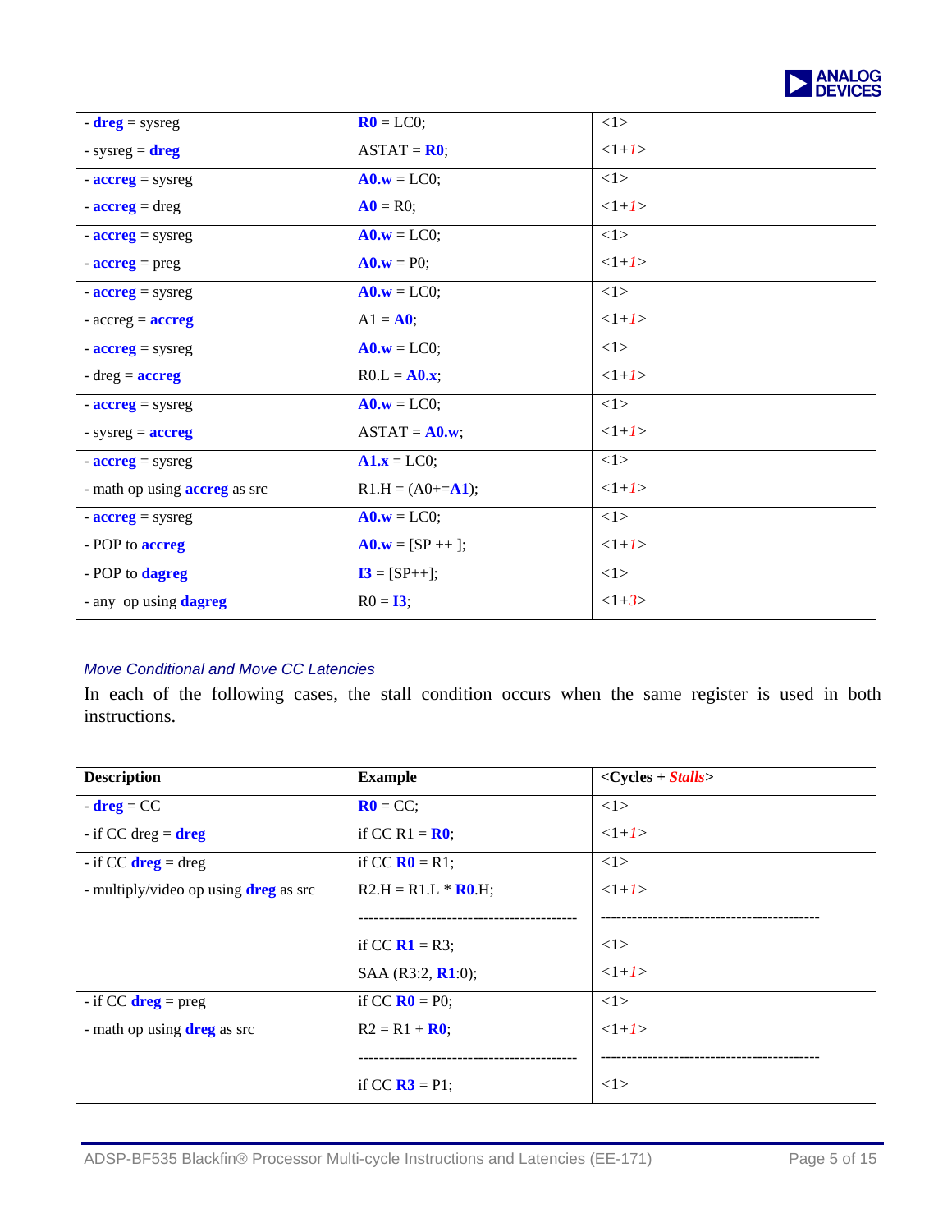| | | |
|---|---|---|
| - **dreg** = sysreg<br>- sysreg = **dreg** | **R0** = LC0;<br>ASTAT = **R0**; | <1><br><1+*1*> |
| - **accreg** = sysreg<br>- **accreg** = dreg | **A0.w** = LC0;<br>**A0** = R0; | <1><br><1+*1*> |
| - **accreg** = sysreg<br>- **accreg** = preg | **A0.w** = LC0;<br>**A0.w** = P0; | <1><br><1+*1*> |
| - **accreg** = sysreg<br>- accreg = **accreg** | **A0.w** = LC0;<br>A1 = **A0**; | <1><br><1+*1*> |
| - **accreg** = sysreg<br>- dreg = **accreg** | **A0.w** = LC0;<br>R0.L = **A0.x**; | <1><br><1+*1*> |
| - **accreg** = sysreg<br>- sysreg = **accreg** | **A0.w** = LC0;<br>ASTAT = **A0.w**; | <1><br><1+*1*> |
| - **accreg** = sysreg<br>- math op using **accreg** as src | **A1.x** = LC0;<br>R1.H = (A0+=**A1**); | <1><br><1+*1*> |
| - **accreg** = sysreg<br>- POP to **accreg** | **A0.w** = LC0;<br>**A0.w** = [SP ++ ]; | <1><br><1+*1*> |
| - POP to **dagreg**<br>- any op using **dagreg** | **I3** = [SP++];<br>R0 = **I3**; | <1><br><1+*3*> |

*Move Conditional and Move CC Latencies*

In each of the following cases, the stall condition occurs when the same register is used in both instructions.

| Description | Example | <Cycles + *Stalls*> |
|---|---|---|
| - **dreg** = CC<br>- if CC dreg = **dreg** | **R0** = CC;<br>if CC R1 = **R0**; | <1><br><1+*1*> |
| - if CC **dreg** = dreg<br>- multiply/video op using **dreg** as src | if CC **R0** = R1;<br>R2.H = R1.L * **R0**.H;<br>------------------------------------------<br>if CC **R1** = R3;<br>SAA (R3:2, **R1**:0); | <1><br><1+*1*><br>------------------------------------------<br><1><br><1+*1*> |
| - if CC **dreg** = preg<br>- math op using **dreg** as src | if CC **R0** = P0;<br>R2 = R1 + **R0**;<br>------------------------------------------<br>if CC **R3** = P1; | <1><br><1+*1*><br>------------------------------------------<br><1> |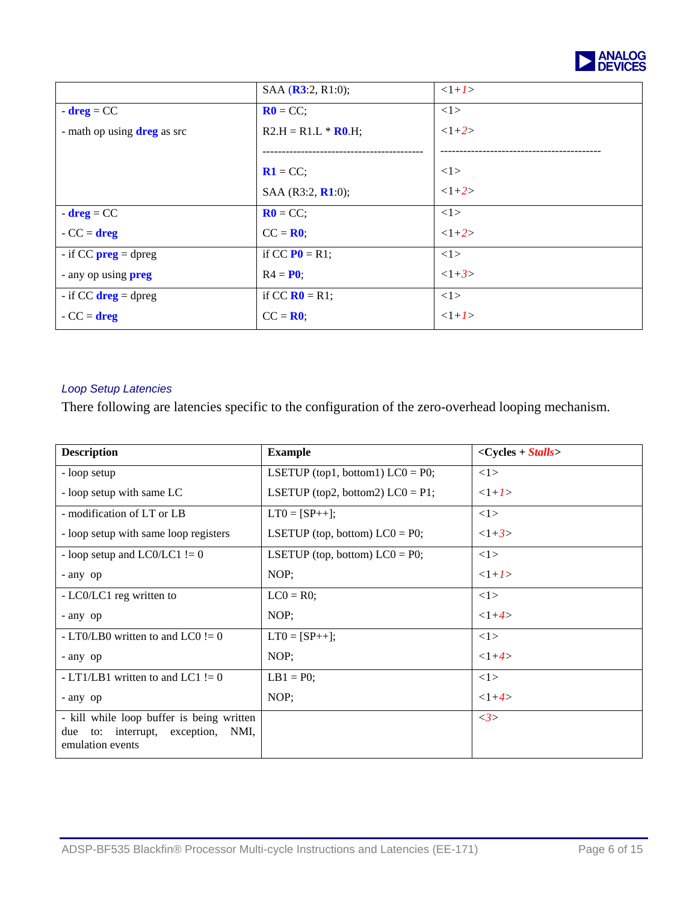| | | |
|---|---|---|
| | SAA (**R3**:2, R1:0); | <1+*1*> |
| - **dreg** = CC<br>- math op using **dreg** as src | **R0** = CC;<br>R2.H = R1.L * **R0**.H;<br>------------------------------------------<br>**R1** = CC;<br>SAA (R3:2, **R1**:0); | <1><br><1+*2*><br>------------------------------------------<br><1><br><1+*2*> |
| - **dreg** = CC<br>- CC = **dreg** | **R0** = CC;<br>CC = **R0**; | <1><br><1+*2*> |
| - if CC **preg** = dpreg<br>- any op using **preg** | if CC **P0** = R1;<br>R4 = **P0**; | <1><br><1+*3*> |
| - if CC **dreg** = dpreg<br>- CC = **dreg** | if CC **R0** = R1;<br>CC = **R0**; | <1><br><1+*1*> |

### *Loop Setup Latencies*

There following are latencies specific to the configuration of the zero-overhead looping mechanism.

| **Description** | **Example** | **<Cycles + *Stalls*>** |
|---|---|---|
| - loop setup<br>- loop setup with same LC | LSETUP (top1, bottom1) LC0 = P0;<br>LSETUP (top2, bottom2) LC0 = P1; | <1><br><1+*1*> |
| - modification of LT or LB<br>- loop setup with same loop registers | LT0 = [SP++];<br>LSETUP (top, bottom) LC0 = P0; | <1><br><1+*3*> |
| - loop setup and LC0/LC1 != 0<br>- any op | LSETUP (top, bottom) LC0 = P0;<br>NOP; | <1><br><1+*1*> |
| - LC0/LC1 reg written to<br>- any op | LC0 = R0;<br>NOP; | <1><br><1+*4*> |
| - LT0/LB0 written to and LC0 != 0<br>- any op | LT0 = [SP++];<br>NOP; | <1><br><1+*4*> |
| - LT1/LB1 written to and LC1 != 0<br>- any op | LB1 = P0;<br>NOP; | <1><br><1+*4*> |
| - kill while loop buffer is being written due to: interrupt, exception, NMI, emulation events | | <*3*> |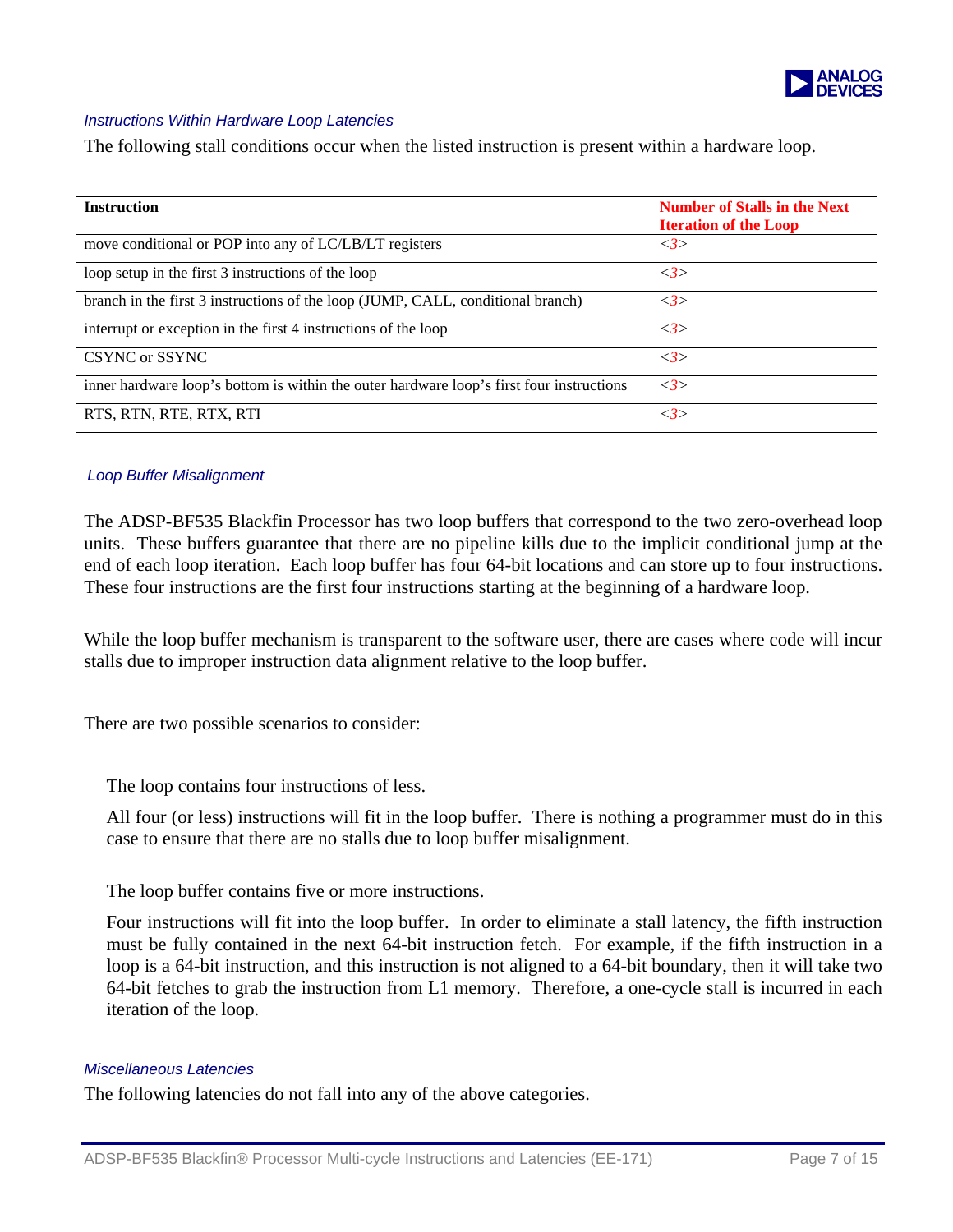### *Instructions Within Hardware Loop Latencies*

The following stall conditions occur when the listed instruction is present within a hardware loop.

| **Instruction** | **Number of Stalls in the Next Iteration of the Loop** |
|---|---|
| move conditional or POP into any of LC/LB/LT registers | <3> |
| loop setup in the first 3 instructions of the loop | <3> |
| branch in the first 3 instructions of the loop (JUMP, CALL, conditional branch) | <3> |
| interrupt or exception in the first 4 instructions of the loop | <3> |
| CSYNC or SSYNC | <3> |
| inner hardware loop's bottom is within the outer hardware loop's first four instructions | <3> |
| RTS, RTN, RTE, RTX, RTI | <3> |

### *Loop Buffer Misalignment*

The ADSP-BF535 Blackfin Processor has two loop buffers that correspond to the two zero-overhead loop units. These buffers guarantee that there are no pipeline kills due to the implicit conditional jump at the end of each loop iteration. Each loop buffer has four 64-bit locations and can store up to four instructions. These four instructions are the first four instructions starting at the beginning of a hardware loop.

While the loop buffer mechanism is transparent to the software user, there are cases where code will incur stalls due to improper instruction data alignment relative to the loop buffer.

There are two possible scenarios to consider:

The loop contains four instructions of less.

All four (or less) instructions will fit in the loop buffer. There is nothing a programmer must do in this case to ensure that there are no stalls due to loop buffer misalignment.

The loop buffer contains five or more instructions.

Four instructions will fit into the loop buffer. In order to eliminate a stall latency, the fifth instruction must be fully contained in the next 64-bit instruction fetch. For example, if the fifth instruction in a loop is a 64-bit instruction, and this instruction is not aligned to a 64-bit boundary, then it will take two 64-bit fetches to grab the instruction from L1 memory. Therefore, a one-cycle stall is incurred in each iteration of the loop.

### *Miscellaneous Latencies*

The following latencies do not fall into any of the above categories.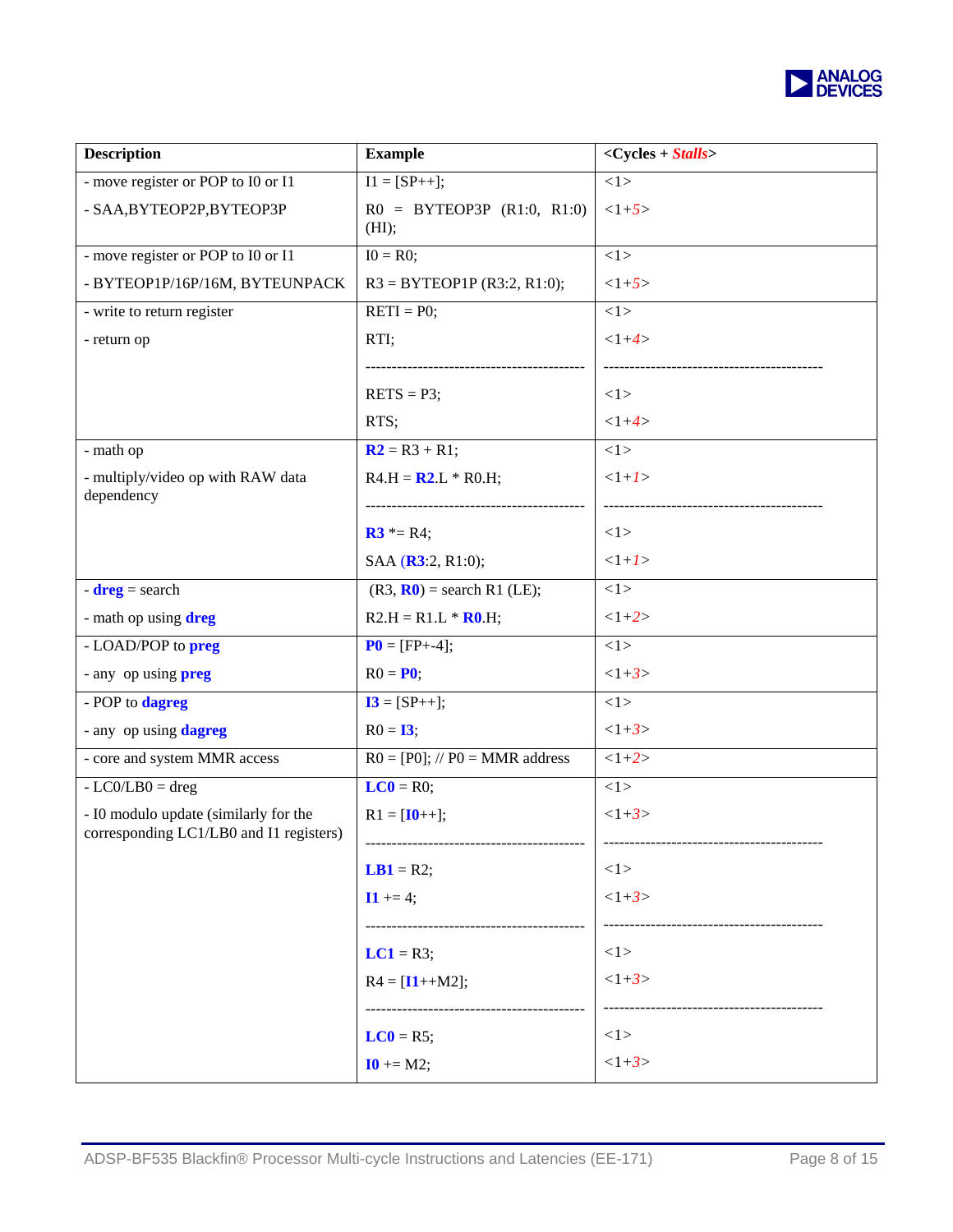| Description | Example | <Cycles + *Stalls*> |
|---|---|---|
| - move register or POP to I0 or I1 | I1 = [SP++]; | <1> |
| - SAA,BYTEOP2P,BYTEOP3P | R0 = BYTEOP3P (R1:0, R1:0) (HI); | <1+*5*> |
| - move register or POP to I0 or I1 | I0 = R0; | <1> |
| - BYTEOP1P/16P/16M, BYTEUNPACK | R3 = BYTEOP1P (R3:2, R1:0); | <1+*5*> |
| - write to return register | RETI = P0; | <1> |
| - return op | RTI; | <1+*4*> |
| | ------------------------------------------ | ------------------------------------------ |
| | RETS = P3; | <1> |
| | RTS; | <1+*4*> |
| - math op | **R2** = R3 + R1; | <1> |
| - multiply/video op with RAW data dependency | R4.H = **R2**.L * R0.H; | <1+*1*> |
| | ------------------------------------------ | ------------------------------------------ |
| | **R3** *= R4; | <1> |
| | SAA (**R3**:2, R1:0); | <1+*1*> |
| - **dreg** = search | (R3, **R0**) = search R1 (LE); | <1> |
| - math op using **dreg** | R2.H = R1.L * **R0**.H; | <1+*2*> |
| - LOAD/POP to **preg** | **P0** = [FP+-4]; | <1> |
| - any op using **preg** | R0 = **P0**; | <1+*3*> |
| - POP to **dagreg** | **I3** = [SP++]; | <1> |
| - any op using **dagreg** | R0 = **I3**; | <1+*3*> |
| - core and system MMR access | R0 = [P0]; // P0 = MMR address | <1+*2*> |
| - LC0/LB0 = dreg | **LC0** = R0; | <1> |
| - I0 modulo update (similarly for the corresponding LC1/LB0 and I1 registers) | R1 = [**I0**++]; | <1+*3*> |
| | ------------------------------------------ | ------------------------------------------ |
| | **LB1** = R2; | <1> |
| | **I1** += 4; | <1+*3*> |
| | ------------------------------------------ | ------------------------------------------ |
| | **LC1** = R3; | <1> |
| | R4 = [**I1**++M2]; | <1+*3*> |
| | ------------------------------------------ | ------------------------------------------ |
| | **LC0** = R5; | <1> |
| | **I0** += M2; | <1+*3*> |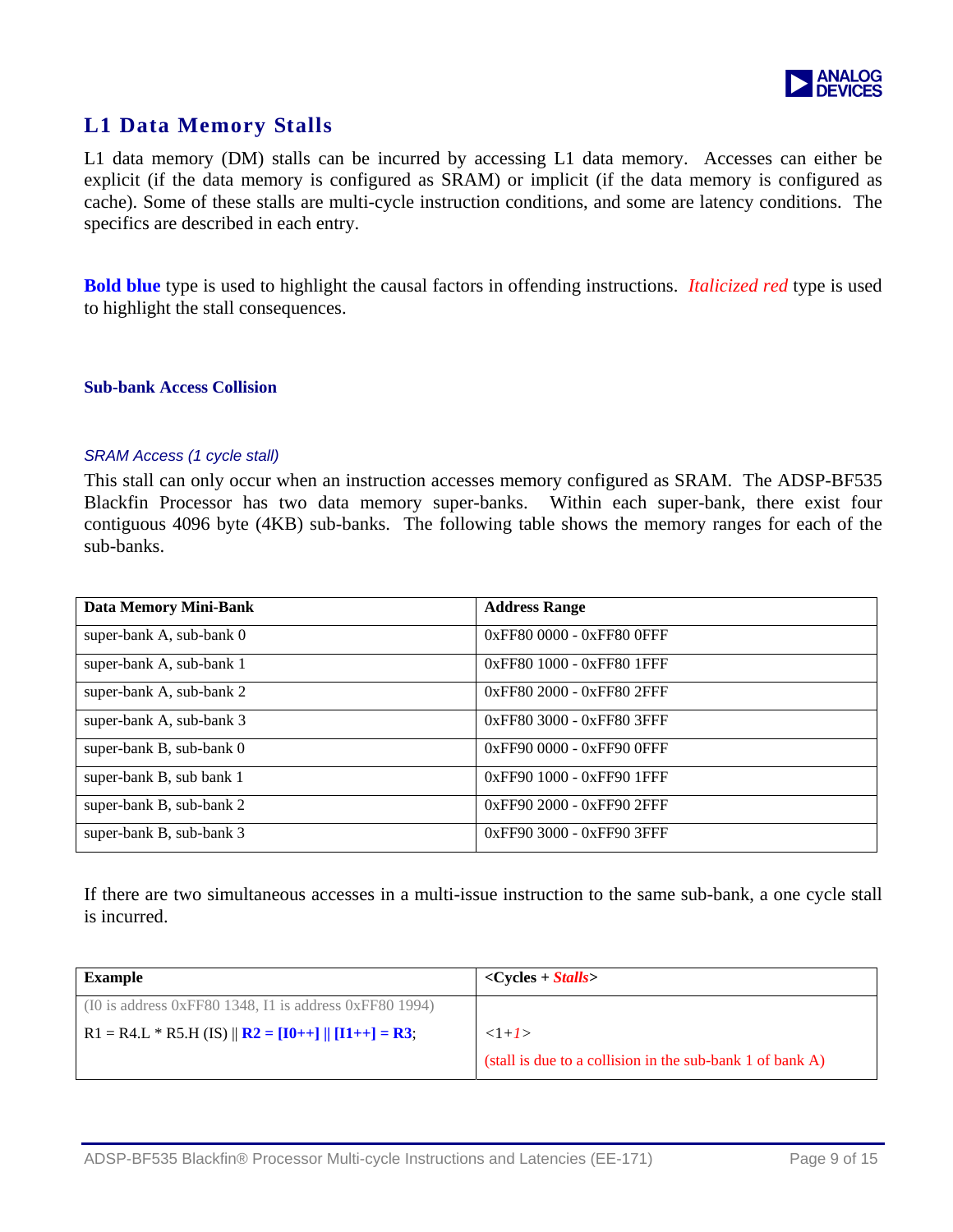## L1 Data Memory Stalls

L1 data memory (DM) stalls can be incurred by accessing L1 data memory. Accesses can either be explicit (if the data memory is configured as SRAM) or implicit (if the data memory is configured as cache). Some of these stalls are multi-cycle instruction conditions, and some are latency conditions. The specifics are described in each entry.

**Bold blue** type is used to highlight the causal factors in offending instructions. *Italicized red* type is used to highlight the stall consequences.

### Sub-bank Access Collision

#### *SRAM Access (1 cycle stall)*

This stall can only occur when an instruction accesses memory configured as SRAM. The ADSP-BF535 Blackfin Processor has two data memory super-banks. Within each super-bank, there exist four contiguous 4096 byte (4KB) sub-banks. The following table shows the memory ranges for each of the sub-banks.

| Data Memory Mini-Bank | Address Range |
|---|---|
| super-bank A, sub-bank 0 | 0xFF80 0000 - 0xFF80 0FFF |
| super-bank A, sub-bank 1 | 0xFF80 1000 - 0xFF80 1FFF |
| super-bank A, sub-bank 2 | 0xFF80 2000 - 0xFF80 2FFF |
| super-bank A, sub-bank 3 | 0xFF80 3000 - 0xFF80 3FFF |
| super-bank B, sub-bank 0 | 0xFF90 0000 - 0xFF90 0FFF |
| super-bank B, sub bank 1 | 0xFF90 1000 - 0xFF90 1FFF |
| super-bank B, sub-bank 2 | 0xFF90 2000 - 0xFF90 2FFF |
| super-bank B, sub-bank 3 | 0xFF90 3000 - 0xFF90 3FFF |

If there are two simultaneous accesses in a multi-issue instruction to the same sub-bank, a one cycle stall is incurred.

| Example | <Cycles + *Stalls*> |
|---|---|
| (I0 is address 0xFF80 1348, I1 is address 0xFF80 1994) | |
| R1 = R4.L * R5.H (IS) \|\| **R2 = [I0++] \|\| [I1++] = R3**; | <1+*1*> |
| | (stall is due to a collision in the sub-bank 1 of bank A) |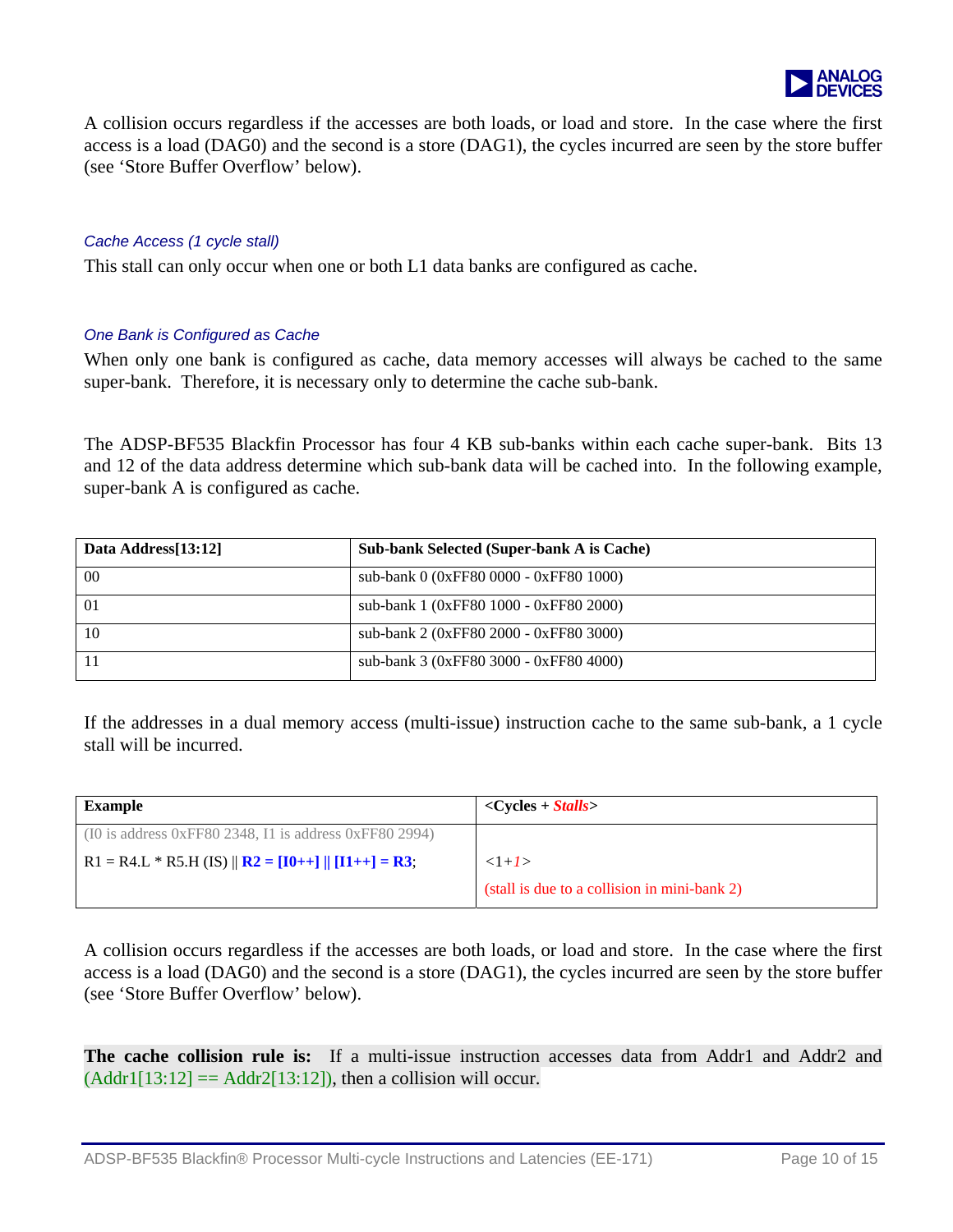A collision occurs regardless if the accesses are both loads, or load and store. In the case where the first access is a load (DAG0) and the second is a store (DAG1), the cycles incurred are seen by the store buffer (see 'Store Buffer Overflow' below).

### *Cache Access (1 cycle stall)*

This stall can only occur when one or both L1 data banks are configured as cache.

### *One Bank is Configured as Cache*

When only one bank is configured as cache, data memory accesses will always be cached to the same super-bank. Therefore, it is necessary only to determine the cache sub-bank.

The ADSP-BF535 Blackfin Processor has four 4 KB sub-banks within each cache super-bank. Bits 13 and 12 of the data address determine which sub-bank data will be cached into. In the following example, super-bank A is configured as cache.

| **Data Address[13:12]** | **Sub-bank Selected (Super-bank A is Cache)** |
|---|---|
| 00 | sub-bank 0 (0xFF80 0000 - 0xFF80 1000) |
| 01 | sub-bank 1 (0xFF80 1000 - 0xFF80 2000) |
| 10 | sub-bank 2 (0xFF80 2000 - 0xFF80 3000) |
| 11 | sub-bank 3 (0xFF80 3000 - 0xFF80 4000) |

If the addresses in a dual memory access (multi-issue) instruction cache to the same sub-bank, a 1 cycle stall will be incurred.

| **Example** | **<Cycles + *Stalls*>** |
|---|---|
| (I0 is address 0xFF80 2348, I1 is address 0xFF80 2994) | |
| R1 = R4.L * R5.H (IS) \|\| **R2 = [I0++] \|\| [I1++] = R3**; | <1+*1*> |
| | (stall is due to a collision in mini-bank 2) |

A collision occurs regardless if the accesses are both loads, or load and store. In the case where the first access is a load (DAG0) and the second is a store (DAG1), the cycles incurred are seen by the store buffer (see 'Store Buffer Overflow' below).

**The cache collision rule is:** If a multi-issue instruction accesses data from Addr1 and Addr2 and (Addr1[13:12] == Addr2[13:12]), then a collision will occur.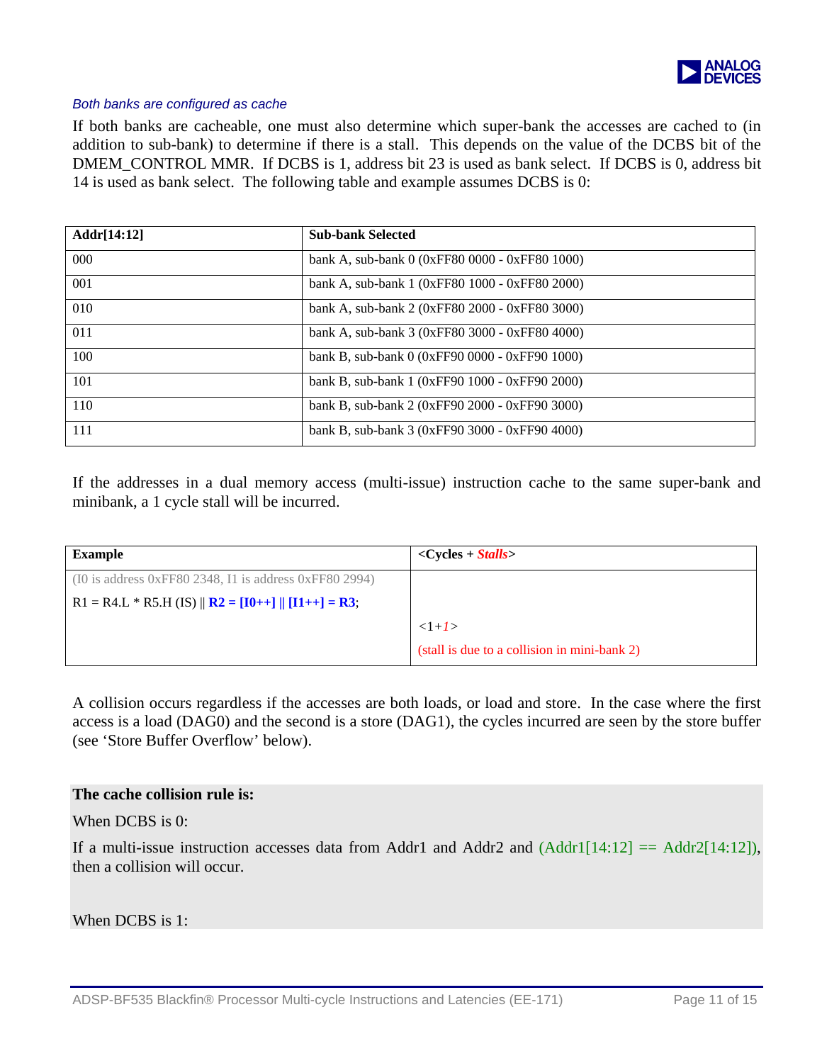*Both banks are configured as cache*

If both banks are cacheable, one must also determine which super-bank the accesses are cached to (in addition to sub-bank) to determine if there is a stall. This depends on the value of the DCBS bit of the DMEM_CONTROL MMR. If DCBS is 1, address bit 23 is used as bank select. If DCBS is 0, address bit 14 is used as bank select. The following table and example assumes DCBS is 0:

| **Addr[14:12]** | **Sub-bank Selected** |
|---|---|
| 000 | bank A, sub-bank 0 (0xFF80 0000 - 0xFF80 1000) |
| 001 | bank A, sub-bank 1 (0xFF80 1000 - 0xFF80 2000) |
| 010 | bank A, sub-bank 2 (0xFF80 2000 - 0xFF80 3000) |
| 011 | bank A, sub-bank 3 (0xFF80 3000 - 0xFF80 4000) |
| 100 | bank B, sub-bank 0 (0xFF90 0000 - 0xFF90 1000) |
| 101 | bank B, sub-bank 1 (0xFF90 1000 - 0xFF90 2000) |
| 110 | bank B, sub-bank 2 (0xFF90 2000 - 0xFF90 3000) |
| 111 | bank B, sub-bank 3 (0xFF90 3000 - 0xFF90 4000) |

If the addresses in a dual memory access (multi-issue) instruction cache to the same super-bank and minibank, a 1 cycle stall will be incurred.

| **Example** | **<Cycles + *Stalls*>** |
|---|---|
| (I0 is address 0xFF80 2348, I1 is address 0xFF80 2994)<br>R1 = R4.L * R5.H (IS) \|\| **R2 = [I0++] \|\| [I1++] = R3**; | <1+*1*><br>(stall is due to a collision in mini-bank 2) |

A collision occurs regardless if the accesses are both loads, or load and store. In the case where the first access is a load (DAG0) and the second is a store (DAG1), the cycles incurred are seen by the store buffer (see 'Store Buffer Overflow' below).

**The cache collision rule is:**

When DCBS is 0:

If a multi-issue instruction accesses data from Addr1 and Addr2 and (Addr1[14:12] == Addr2[14:12]), then a collision will occur.

When DCBS is 1: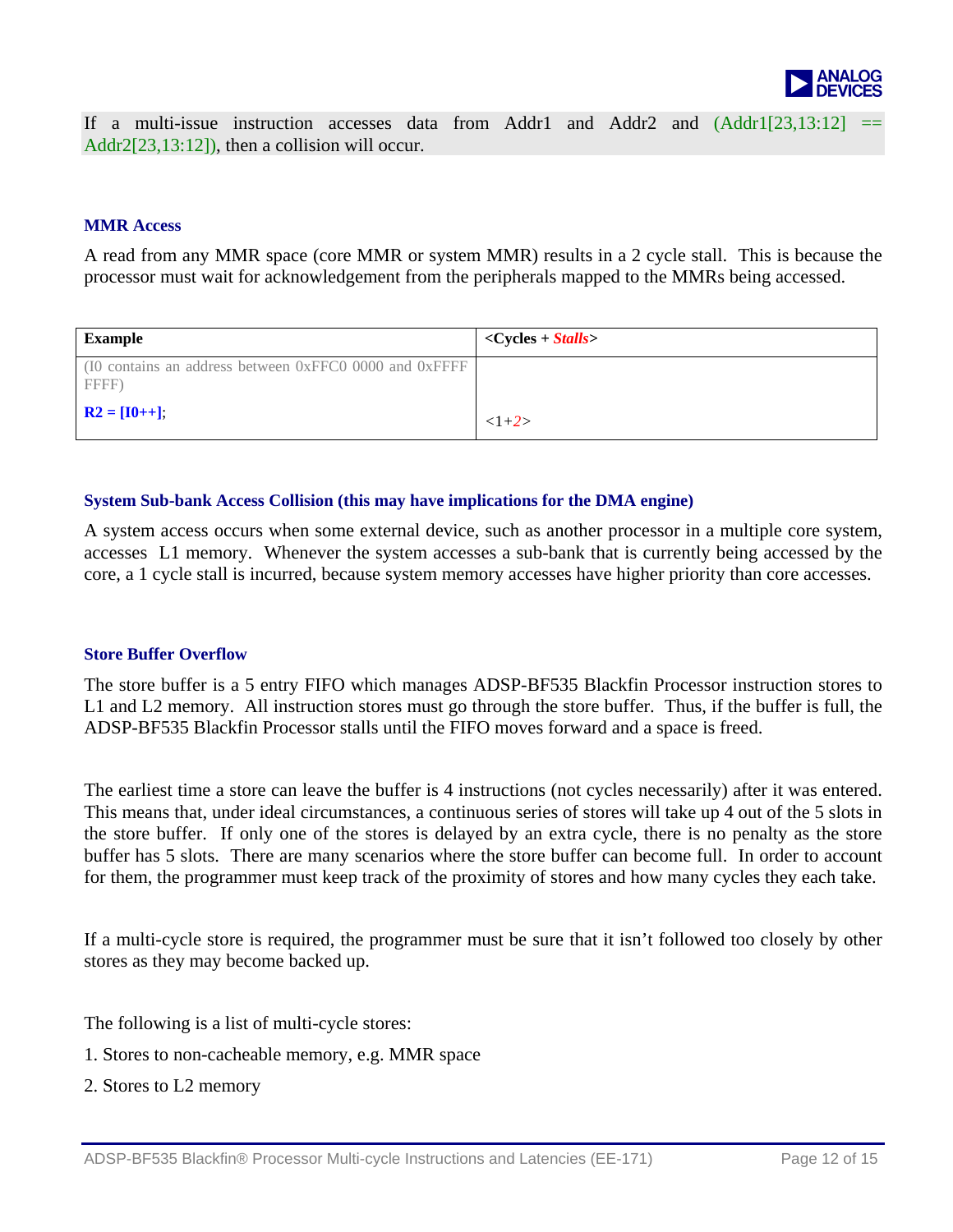If a multi-issue instruction accesses data from Addr1 and Addr2 and (Addr1[23,13:12] == Addr2[23,13:12]), then a collision will occur.

### MMR Access

A read from any MMR space (core MMR or system MMR) results in a 2 cycle stall. This is because the processor must wait for acknowledgement from the peripherals mapped to the MMRs being accessed.

| Example | <Cycles + *Stalls*> |
|---|---|
| (I0 contains an address between 0xFFC0 0000 and 0xFFFF FFFF)<br>**R2 = [I0++]**; | <1+*2*> |

### System Sub-bank Access Collision (this may have implications for the DMA engine)

A system access occurs when some external device, such as another processor in a multiple core system, accesses L1 memory. Whenever the system accesses a sub-bank that is currently being accessed by the core, a 1 cycle stall is incurred, because system memory accesses have higher priority than core accesses.

### Store Buffer Overflow

The store buffer is a 5 entry FIFO which manages ADSP-BF535 Blackfin Processor instruction stores to L1 and L2 memory. All instruction stores must go through the store buffer. Thus, if the buffer is full, the ADSP-BF535 Blackfin Processor stalls until the FIFO moves forward and a space is freed.

The earliest time a store can leave the buffer is 4 instructions (not cycles necessarily) after it was entered. This means that, under ideal circumstances, a continuous series of stores will take up 4 out of the 5 slots in the store buffer. If only one of the stores is delayed by an extra cycle, there is no penalty as the store buffer has 5 slots. There are many scenarios where the store buffer can become full. In order to account for them, the programmer must keep track of the proximity of stores and how many cycles they each take.

If a multi-cycle store is required, the programmer must be sure that it isn't followed too closely by other stores as they may become backed up.

The following is a list of multi-cycle stores:

1. Stores to non-cacheable memory, e.g. MMR space
2. Stores to L2 memory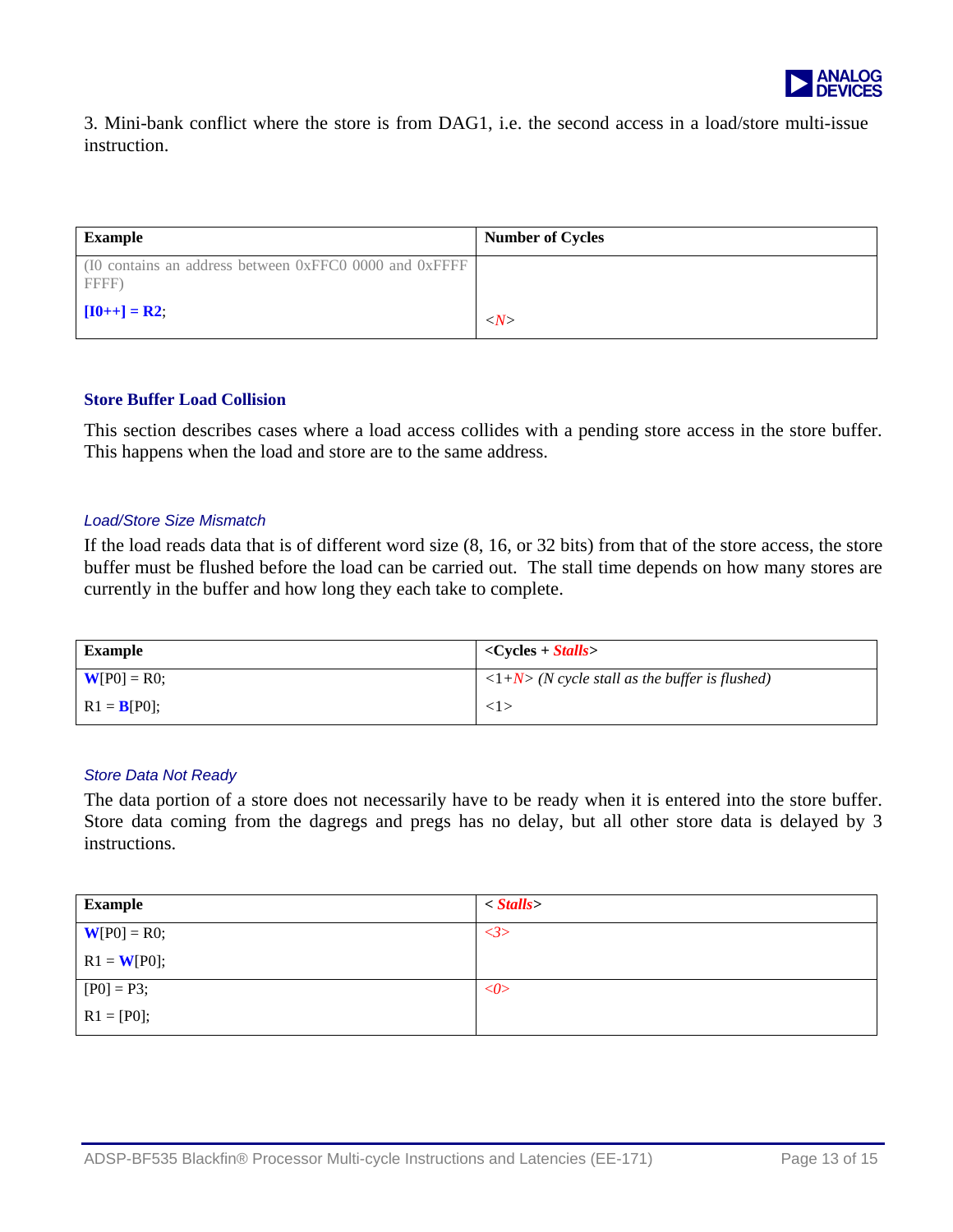3. Mini-bank conflict where the store is from DAG1, i.e. the second access in a load/store multi-issue instruction.

| Example | Number of Cycles |
| --- | --- |
| (I0 contains an address between 0xFFC0 0000 and 0xFFFF FFFF)<br>**[I0++] = R2**; | <*N*> |

### Store Buffer Load Collision

This section describes cases where a load access collides with a pending store access in the store buffer. This happens when the load and store are to the same address.

#### *Load/Store Size Mismatch*

If the load reads data that is of different word size (8, 16, or 32 bits) from that of the store access, the store buffer must be flushed before the load can be carried out. The stall time depends on how many stores are currently in the buffer and how long they each take to complete.

| Example | **<Cycles + *Stalls*>** |
| --- | --- |
| **W**[P0] = R0; | <1+*N*> *(N cycle stall as the buffer is flushed)* |
| R1 = **B**[P0]; | <1> |

#### *Store Data Not Ready*

The data portion of a store does not necessarily have to be ready when it is entered into the store buffer. Store data coming from the dagregs and pregs has no delay, but all other store data is delayed by 3 instructions.

| Example | **< *Stalls*>** |
| --- | --- |
| **W**[P0] = R0;<br>R1 = **W**[P0]; | *<3>* |
| [P0] = P3;<br>R1 = [P0]; | *<0>* |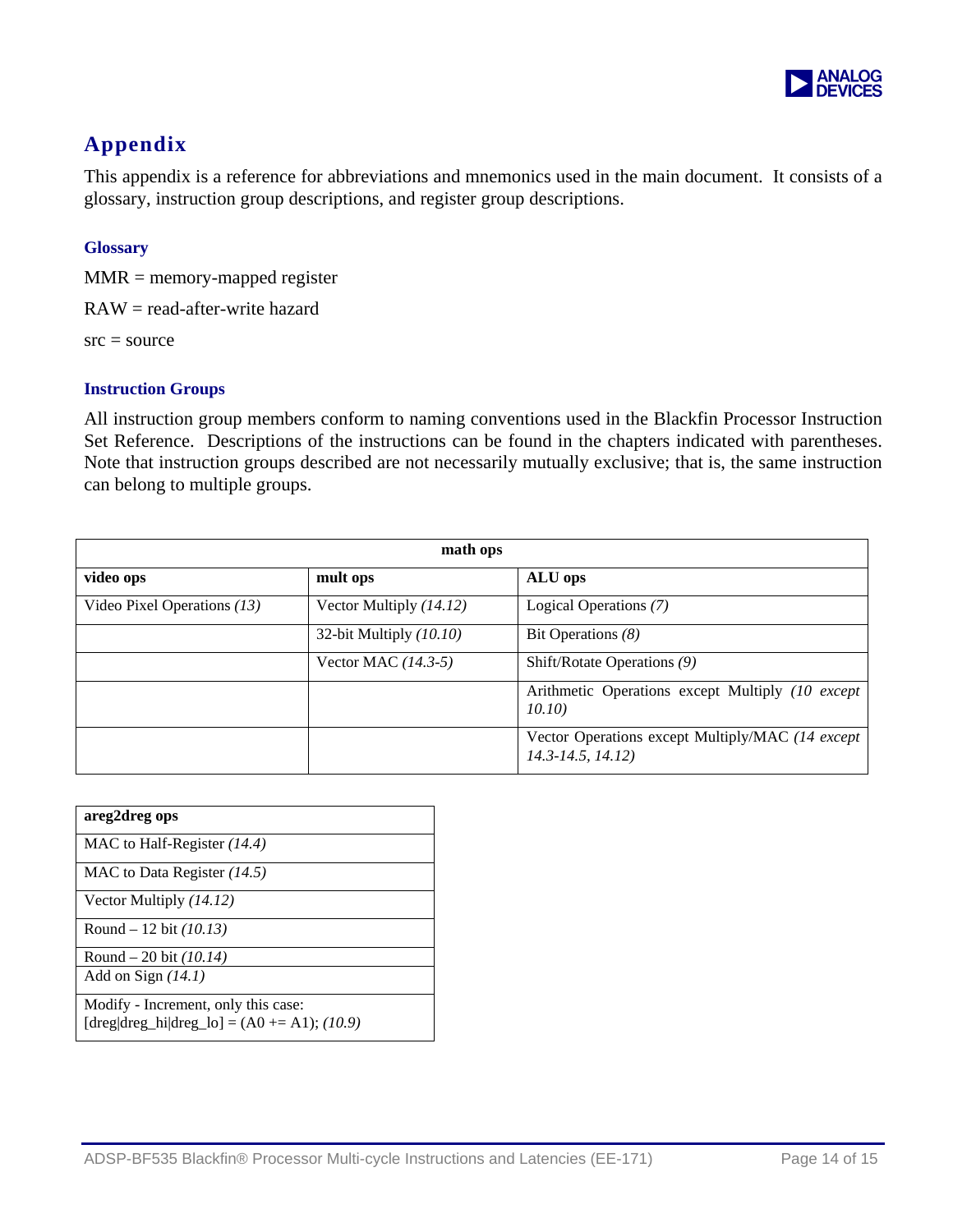# Appendix

This appendix is a reference for abbreviations and mnemonics used in the main document. It consists of a glossary, instruction group descriptions, and register group descriptions.

### Glossary

MMR = memory-mapped register

RAW = read-after-write hazard

src = source

### Instruction Groups

All instruction group members conform to naming conventions used in the Blackfin Processor Instruction Set Reference. Descriptions of the instructions can be found in the chapters indicated with parentheses. Note that instruction groups described are not necessarily mutually exclusive; that is, the same instruction can belong to multiple groups.

| **math ops** | | |
|---|---|---|
| **video ops** | **mult ops** | **ALU ops** |
| Video Pixel Operations *(13)* | Vector Multiply *(14.12)* | Logical Operations *(7)* |
| | 32-bit Multiply *(10.10)* | Bit Operations *(8)* |
| | Vector MAC *(14.3-5)* | Shift/Rotate Operations *(9)* |
| | | Arithmetic Operations except Multiply *(10 except 10.10)* |
| | | Vector Operations except Multiply/MAC *(14 except 14.3-14.5, 14.12)* |

| **areg2dreg ops** |
|---|
| MAC to Half-Register *(14.4)* |
| MAC to Data Register *(14.5)* |
| Vector Multiply *(14.12)* |
| Round – 12 bit *(10.13)* |
| Round – 20 bit *(10.14)* |
| Add on Sign *(14.1)* |
| Modify - Increment, only this case: [dreg\|dreg_hi\|dreg_lo] = (A0 += A1); *(10.9)* |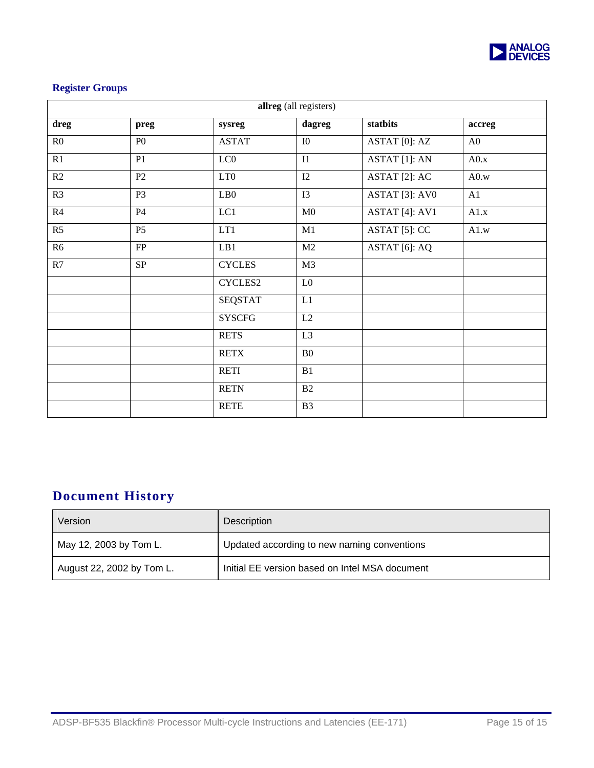### Register Groups

| **allreg** (all registers) | | | | | |
|---|---|---|---|---|---|
| **dreg** | **preg** | **sysreg** | **dagreg** | **statbits** | **accreg** |
| R0 | P0 | ASTAT | I0 | ASTAT [0]: AZ | A0 |
| R1 | P1 | LC0 | I1 | ASTAT [1]: AN | A0.x |
| R2 | P2 | LT0 | I2 | ASTAT [2]: AC | A0.w |
| R3 | P3 | LB0 | I3 | ASTAT [3]: AV0 | A1 |
| R4 | P4 | LC1 | M0 | ASTAT [4]: AV1 | A1.x |
| R5 | P5 | LT1 | M1 | ASTAT [5]: CC | A1.w |
| R6 | FP | LB1 | M2 | ASTAT [6]: AQ | |
| R7 | SP | CYCLES | M3 | | |
| | | CYCLES2 | L0 | | |
| | | SEQSTAT | L1 | | |
| | | SYSCFG | L2 | | |
| | | RETS | L3 | | |
| | | RETX | B0 | | |
| | | RETI | B1 | | |
| | | RETN | B2 | | |
| | | RETE | B3 | | |

## Document History

| Version | Description |
|---|---|
| May 12, 2003 by Tom L. | Updated according to new naming conventions |
| August 22, 2002 by Tom L. | Initial EE version based on Intel MSA document |